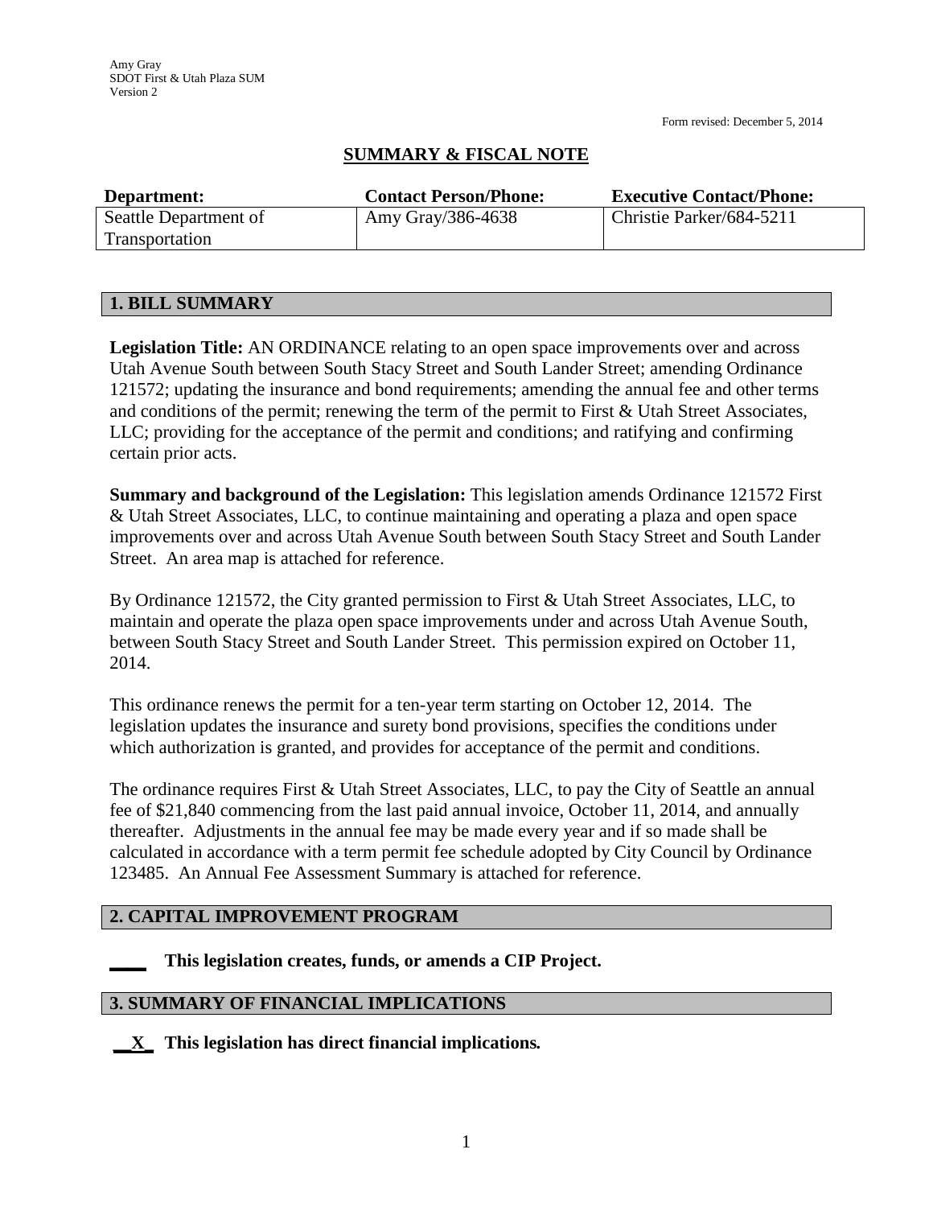Amy Gray
SDOT First & Utah Plaza SUM
Version 2

Form revised: December 5, 2014

# SUMMARY & FISCAL NOTE

| Department: | Contact Person/Phone: | Executive Contact/Phone: |
|---|---|---|
| Seattle Department of Transportation | Amy Gray/386-4638 | Christie Parker/684-5211 |

## 1. BILL SUMMARY

**Legislation Title:** AN ORDINANCE relating to an open space improvements over and across Utah Avenue South between South Stacy Street and South Lander Street; amending Ordinance 121572; updating the insurance and bond requirements; amending the annual fee and other terms and conditions of the permit; renewing the term of the permit to First & Utah Street Associates, LLC; providing for the acceptance of the permit and conditions; and ratifying and confirming certain prior acts.

**Summary and background of the Legislation:** This legislation amends Ordinance 121572 First & Utah Street Associates, LLC, to continue maintaining and operating a plaza and open space improvements over and across Utah Avenue South between South Stacy Street and South Lander Street. An area map is attached for reference.

By Ordinance 121572, the City granted permission to First & Utah Street Associates, LLC, to maintain and operate the plaza open space improvements under and across Utah Avenue South, between South Stacy Street and South Lander Street. This permission expired on October 11, 2014.

This ordinance renews the permit for a ten-year term starting on October 12, 2014. The legislation updates the insurance and surety bond provisions, specifies the conditions under which authorization is granted, and provides for acceptance of the permit and conditions.

The ordinance requires First & Utah Street Associates, LLC, to pay the City of Seattle an annual fee of $21,840 commencing from the last paid annual invoice, October 11, 2014, and annually thereafter. Adjustments in the annual fee may be made every year and if so made shall be calculated in accordance with a term permit fee schedule adopted by City Council by Ordinance 123485. An Annual Fee Assessment Summary is attached for reference.

## 2. CAPITAL IMPROVEMENT PROGRAM

____ **This legislation creates, funds, or amends a CIP Project.**

## 3. SUMMARY OF FINANCIAL IMPLICATIONS

__X__ **This legislation has direct financial implications.**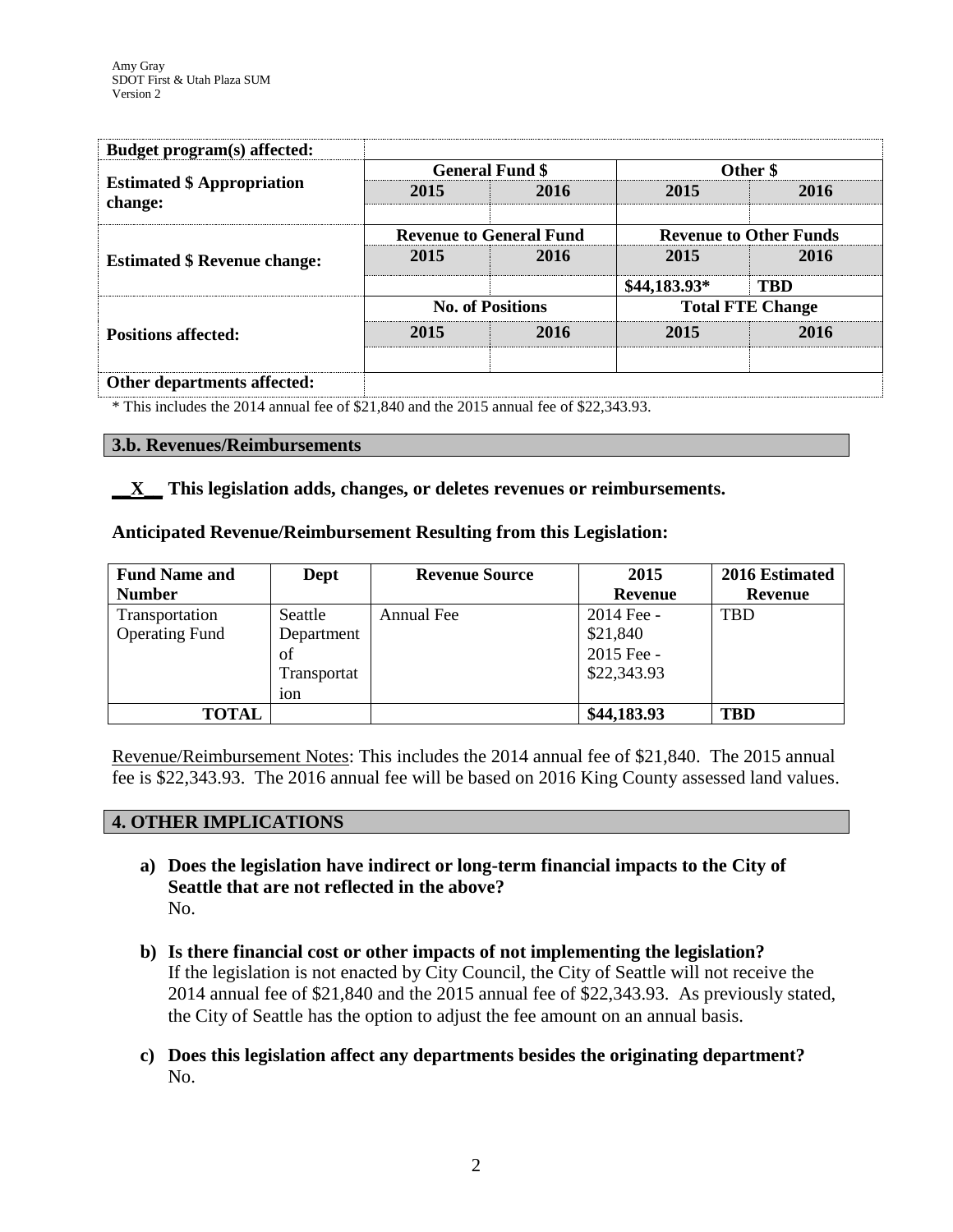| Budget program(s) affected: | | | | |
|---|---|---|---|---|
| **Estimated $ Appropriation change:** | **General Fund $** | | **Other $** | |
| | **2015** | **2016** | **2015** | **2016** |
| | | | | |
| **Estimated $ Revenue change:** | **Revenue to General Fund** | | **Revenue to Other Funds** | |
| | **2015** | **2016** | **2015** | **2016** |
| | | | **$44,183.93*** | **TBD** |
| **Positions affected:** | **No. of Positions** | | **Total FTE Change** | |
| | **2015** | **2016** | **2015** | **2016** |
| | | | | |
| **Other departments affected:** | | | | |

* This includes the 2014 annual fee of $21,840 and the 2015 annual fee of $22,343.93.

## 3.b. Revenues/Reimbursements

**__X__ This legislation adds, changes, or deletes revenues or reimbursements.**

**Anticipated Revenue/Reimbursement Resulting from this Legislation:**

| Fund Name and Number | Dept | Revenue Source | 2015 Revenue | 2016 Estimated Revenue |
|---|---|---|---|---|
| Transportation Operating Fund | Seattle Department of Transportation | Annual Fee | 2014 Fee - $21,840 2015 Fee - $22,343.93 | TBD |
| **TOTAL** | | | **$44,183.93** | **TBD** |

Revenue/Reimbursement Notes: This includes the 2014 annual fee of $21,840. The 2015 annual fee is $22,343.93. The 2016 annual fee will be based on 2016 King County assessed land values.

## 4. OTHER IMPLICATIONS

**a) Does the legislation have indirect or long-term financial impacts to the City of Seattle that are not reflected in the above?**
No.

**b) Is there financial cost or other impacts of not implementing the legislation?**
If the legislation is not enacted by City Council, the City of Seattle will not receive the 2014 annual fee of $21,840 and the 2015 annual fee of $22,343.93. As previously stated, the City of Seattle has the option to adjust the fee amount on an annual basis.

**c) Does this legislation affect any departments besides the originating department?**
No.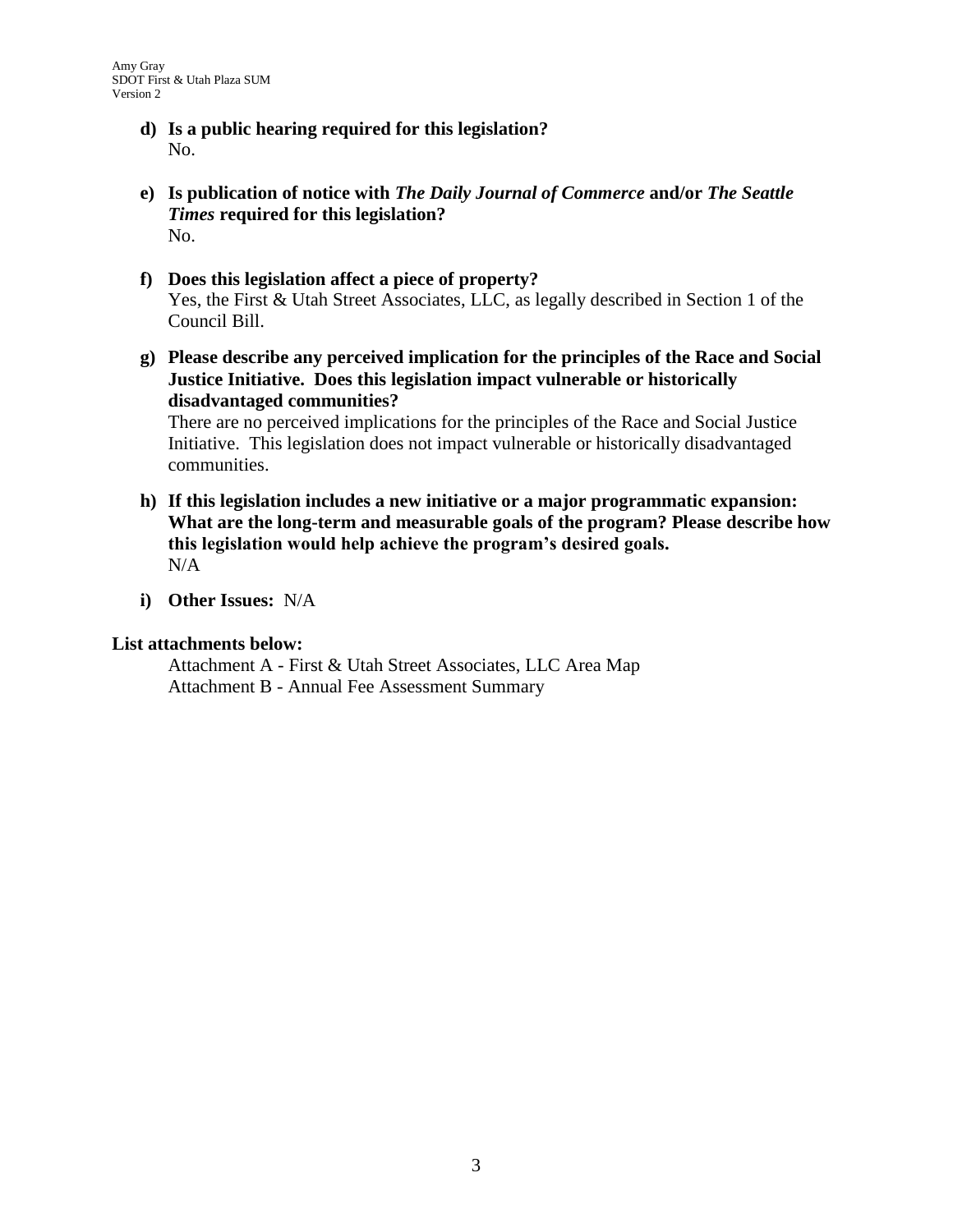**d) Is a public hearing required for this legislation?**
No.

**e) Is publication of notice with *The Daily Journal of Commerce* and/or *The Seattle Times* required for this legislation?**
No.

**f) Does this legislation affect a piece of property?**
Yes, the First & Utah Street Associates, LLC, as legally described in Section 1 of the Council Bill.

**g) Please describe any perceived implication for the principles of the Race and Social Justice Initiative. Does this legislation impact vulnerable or historically disadvantaged communities?**
There are no perceived implications for the principles of the Race and Social Justice Initiative. This legislation does not impact vulnerable or historically disadvantaged communities.

**h) If this legislation includes a new initiative or a major programmatic expansion: What are the long-term and measurable goals of the program? Please describe how this legislation would help achieve the program's desired goals.**
N/A

**i) Other Issues:** N/A

**List attachments below:**

Attachment A - First & Utah Street Associates, LLC Area Map
Attachment B - Annual Fee Assessment Summary